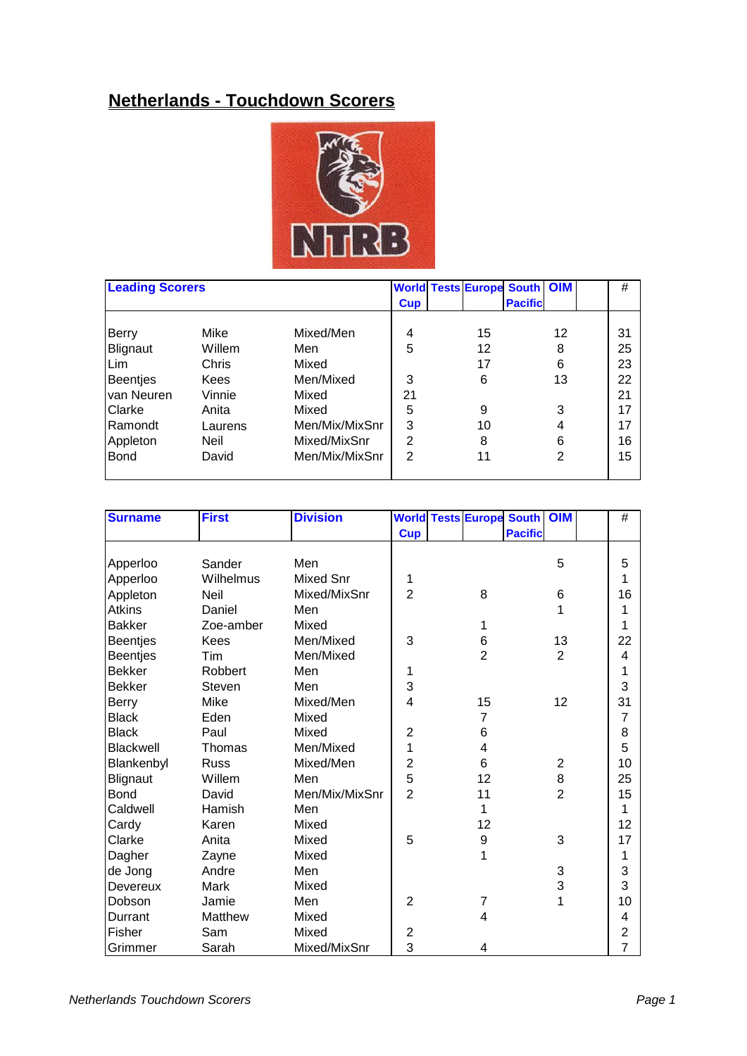# Netherlands - Touchdown Scorers

| Leading Scorers | | | World Cup | Tests | Europe | South Pacific | OIM | | # |
|---|---|---|---|---|---|---|---|---|---|
| Berry | Mike | Mixed/Men | 4 | | 15 | | 12 | | 31 |
| Blignaut | Willem | Men | 5 | | 12 | | 8 | | 25 |
| Lim | Chris | Mixed | | | 17 | | 6 | | 23 |
| Beentjes | Kees | Men/Mixed | 3 | | 6 | | 13 | | 22 |
| van Neuren | Vinnie | Mixed | 21 | | | | | | 21 |
| Clarke | Anita | Mixed | 5 | | 9 | | 3 | | 17 |
| Ramondt | Laurens | Men/Mix/MixSnr | 3 | | 10 | | 4 | | 17 |
| Appleton | Neil | Mixed/MixSnr | 2 | | 8 | | 6 | | 16 |
| Bond | David | Men/Mix/MixSnr | 2 | | 11 | | 2 | | 15 |

| Surname | First | Division | World Cup | Tests | Europe | South Pacific | OIM | | # |
|---|---|---|---|---|---|---|---|---|---|
| Apperloo | Sander | Men | | | | | 5 | | 5 |
| Apperloo | Wilhelmus | Mixed Snr | 1 | | | | | | 1 |
| Appleton | Neil | Mixed/MixSnr | 2 | | 8 | | 6 | | 16 |
| Atkins | Daniel | Men | | | | | 1 | | 1 |
| Bakker | Zoe-amber | Mixed | | | 1 | | | | 1 |
| Beentjes | Kees | Men/Mixed | 3 | | 6 | | 13 | | 22 |
| Beentjes | Tim | Men/Mixed | | | 2 | | 2 | | 4 |
| Bekker | Robbert | Men | 1 | | | | | | 1 |
| Bekker | Steven | Men | 3 | | | | | | 3 |
| Berry | Mike | Mixed/Men | 4 | | 15 | | 12 | | 31 |
| Black | Eden | Mixed | | | 7 | | | | 7 |
| Black | Paul | Mixed | 2 | | 6 | | | | 8 |
| Blackwell | Thomas | Men/Mixed | 1 | | 4 | | | | 5 |
| Blankenbyl | Russ | Mixed/Men | 2 | | 6 | | 2 | | 10 |
| Blignaut | Willem | Men | 5 | | 12 | | 8 | | 25 |
| Bond | David | Men/Mix/MixSnr | 2 | | 11 | | 2 | | 15 |
| Caldwell | Hamish | Men | | | 1 | | | | 1 |
| Cardy | Karen | Mixed | | | 12 | | | | 12 |
| Clarke | Anita | Mixed | 5 | | 9 | | 3 | | 17 |
| Dagher | Zayne | Mixed | | | 1 | | | | 1 |
| de Jong | Andre | Men | | | | | 3 | | 3 |
| Devereux | Mark | Mixed | | | | | 3 | | 3 |
| Dobson | Jamie | Men | 2 | | 7 | | 1 | | 10 |
| Durrant | Matthew | Mixed | | | 4 | | | | 4 |
| Fisher | Sam | Mixed | 2 | | | | | | 2 |
| Grimmer | Sarah | Mixed/MixSnr | 3 | | 4 | | | | 7 |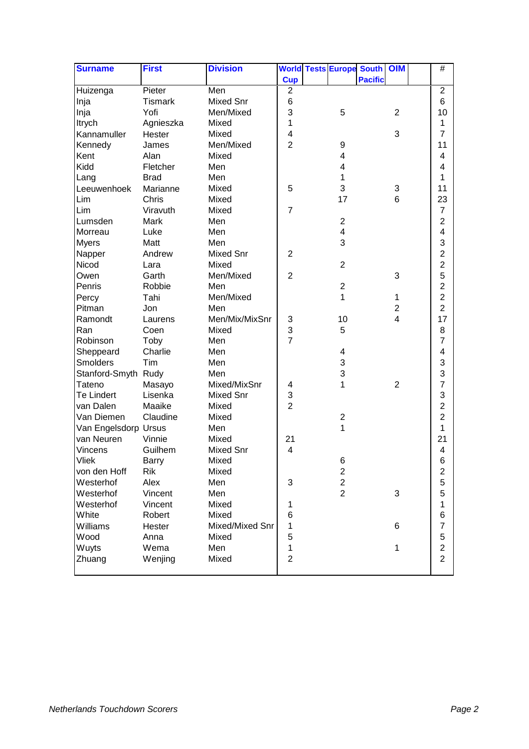| Surname | First | Division | World Cup | Tests | Europe | South Pacific | OIM | | # |
|---|---|---|---|---|---|---|---|---|---|
| Huizenga | Pieter | Men | 2 | | | | | | 2 |
| Inja | Tismark | Mixed Snr | 6 | | | | | | 6 |
| Inja | Yofi | Men/Mixed | 3 | | 5 | | 2 | | 10 |
| Itrych | Agnieszka | Mixed | 1 | | | | | | 1 |
| Kannamuller | Hester | Mixed | 4 | | | | 3 | | 7 |
| Kennedy | James | Men/Mixed | 2 | | 9 | | | | 11 |
| Kent | Alan | Mixed | | | 4 | | | | 4 |
| Kidd | Fletcher | Men | | | 4 | | | | 4 |
| Lang | Brad | Men | | | 1 | | | | 1 |
| Leeuwenhoek | Marianne | Mixed | 5 | | 3 | | 3 | | 11 |
| Lim | Chris | Mixed | | | 17 | | 6 | | 23 |
| Lim | Viravuth | Mixed | 7 | | | | | | 7 |
| Lumsden | Mark | Men | | | 2 | | | | 2 |
| Morreau | Luke | Men | | | 4 | | | | 4 |
| Myers | Matt | Men | | | 3 | | | | 3 |
| Napper | Andrew | Mixed Snr | 2 | | | | | | 2 |
| Nicod | Lara | Mixed | | | 2 | | | | 2 |
| Owen | Garth | Men/Mixed | 2 | | | | 3 | | 5 |
| Penris | Robbie | Men | | | 2 | | | | 2 |
| Percy | Tahi | Men/Mixed | | | 1 | | 1 | | 2 |
| Pitman | Jon | Men | | | | | 2 | | 2 |
| Ramondt | Laurens | Men/Mix/MixSnr | 3 | | 10 | | 4 | | 17 |
| Ran | Coen | Mixed | 3 | | 5 | | | | 8 |
| Robinson | Toby | Men | 7 | | | | | | 7 |
| Sheppeard | Charlie | Men | | | 4 | | | | 4 |
| Smolders | Tim | Men | | | 3 | | | | 3 |
| Stanford-Smyth | Rudy | Men | | | 3 | | | | 3 |
| Tateno | Masayo | Mixed/MixSnr | 4 | | 1 | | 2 | | 7 |
| Te Lindert | Lisenka | Mixed Snr | 3 | | | | | | 3 |
| van Dalen | Maaike | Mixed | 2 | | | | | | 2 |
| Van Diemen | Claudine | Mixed | | | 2 | | | | 2 |
| Van Engelsdorp | Ursus | Men | | | 1 | | | | 1 |
| van Neuren | Vinnie | Mixed | 21 | | | | | | 21 |
| Vincens | Guilhem | Mixed Snr | 4 | | | | | | 4 |
| Vliek | Barry | Mixed | | | 6 | | | | 6 |
| von den Hoff | Rik | Mixed | | | 2 | | | | 2 |
| Westerhof | Alex | Men | 3 | | 2 | | | | 5 |
| Westerhof | Vincent | Men | | | 2 | | 3 | | 5 |
| Westerhof | Vincent | Mixed | 1 | | | | | | 1 |
| White | Robert | Mixed | 6 | | | | | | 6 |
| Williams | Hester | Mixed/Mixed Snr | 1 | | | | 6 | | 7 |
| Wood | Anna | Mixed | 5 | | | | | | 5 |
| Wuyts | Wema | Men | 1 | | | | 1 | | 2 |
| Zhuang | Wenjing | Mixed | 2 | | | | | | 2 |